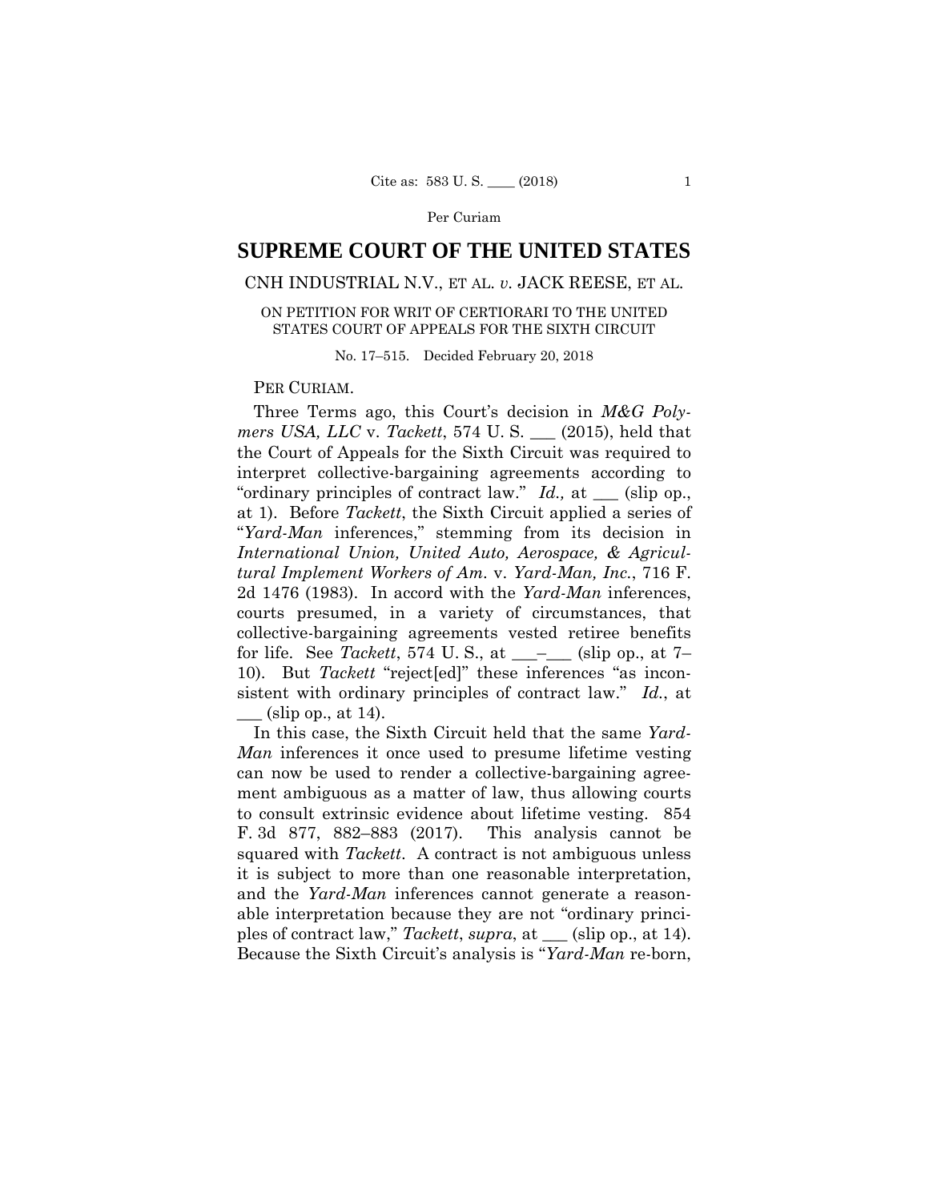# SUPREME COURT OF THE UNITED STATES

CNH INDUSTRIAL N.V., ET AL. *v.* JACK REESE, ET AL.

ON PETITION FOR WRIT OF CERTIORARI TO THE UNITED STATES COURT OF APPEALS FOR THE SIXTH CIRCUIT

No. 17–515. Decided February 20, 2018

PER CURIAM.

Three Terms ago, this Court's decision in *M&G Polymers USA, LLC* v. *Tackett*, 574 U. S. ___ (2015), held that the Court of Appeals for the Sixth Circuit was required to interpret collective-bargaining agreements according to "ordinary principles of contract law." *Id.,* at ___ (slip op., at 1). Before *Tackett*, the Sixth Circuit applied a series of "*Yard-Man* inferences," stemming from its decision in *International Union, United Auto, Aerospace, & Agricultural Implement Workers of Am.* v. *Yard-Man, Inc.*, 716 F. 2d 1476 (1983). In accord with the *Yard-Man* inferences, courts presumed, in a variety of circumstances, that collective-bargaining agreements vested retiree benefits for life. See *Tackett*, 574 U. S., at ___–___ (slip op., at 7–10). But *Tackett* "reject[ed]" these inferences "as inconsistent with ordinary principles of contract law." *Id.*, at ___ (slip op., at 14).

In this case, the Sixth Circuit held that the same *Yard-Man* inferences it once used to presume lifetime vesting can now be used to render a collective-bargaining agreement ambiguous as a matter of law, thus allowing courts to consult extrinsic evidence about lifetime vesting. 854 F. 3d 877, 882–883 (2017). This analysis cannot be squared with *Tackett*. A contract is not ambiguous unless it is subject to more than one reasonable interpretation, and the *Yard-Man* inferences cannot generate a reasonable interpretation because they are not "ordinary principles of contract law," *Tackett*, *supra*, at ___ (slip op., at 14). Because the Sixth Circuit's analysis is "*Yard-Man* re-born,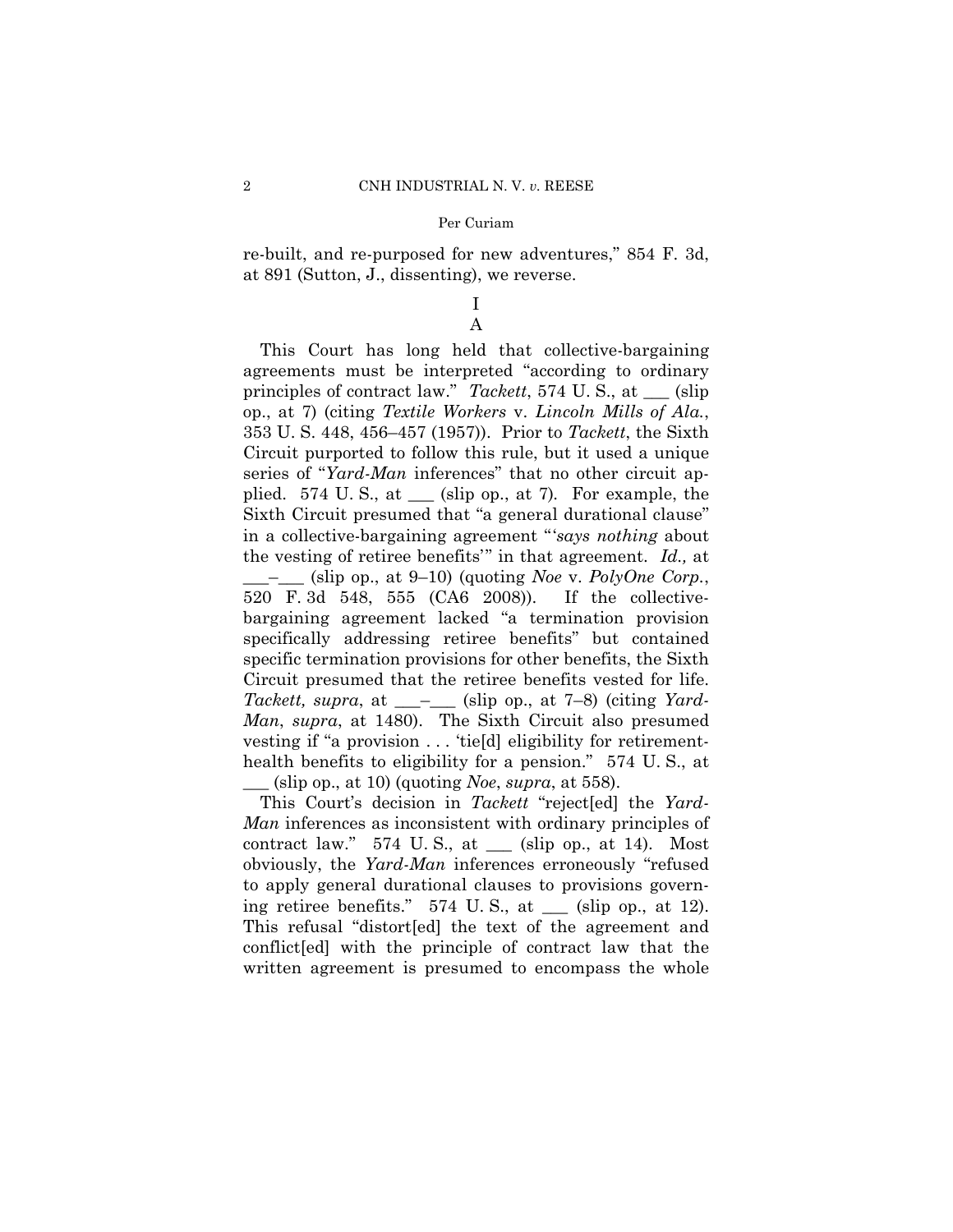re-built, and re-purposed for new adventures," 854 F. 3d, at 891 (Sutton, J., dissenting), we reverse.

# I

## A

This Court has long held that collective-bargaining agreements must be interpreted "according to ordinary principles of contract law." *Tackett*, 574 U. S., at ___ (slip op., at 7) (citing *Textile Workers* v. *Lincoln Mills of Ala.*, 353 U. S. 448, 456–457 (1957)). Prior to *Tackett*, the Sixth Circuit purported to follow this rule, but it used a unique series of "*Yard-Man* inferences" that no other circuit applied. 574 U. S., at ___ (slip op., at 7). For example, the Sixth Circuit presumed that "a general durational clause" in a collective-bargaining agreement "'*says nothing* about the vesting of retiree benefits'" in that agreement. *Id.,* at ___–___ (slip op., at 9–10) (quoting *Noe* v. *PolyOne Corp.*, 520 F. 3d 548, 555 (CA6 2008)). If the collective-bargaining agreement lacked "a termination provision specifically addressing retiree benefits" but contained specific termination provisions for other benefits, the Sixth Circuit presumed that the retiree benefits vested for life. *Tackett, supra*, at ___–___ (slip op., at 7–8) (citing *Yard-Man*, *supra*, at 1480). The Sixth Circuit also presumed vesting if "a provision . . . 'tie[d] eligibility for retirement-health benefits to eligibility for a pension." 574 U. S., at ___ (slip op., at 10) (quoting *Noe*, *supra*, at 558).

This Court's decision in *Tackett* "reject[ed] the *Yard-Man* inferences as inconsistent with ordinary principles of contract law." 574 U. S., at ___ (slip op., at 14). Most obviously, the *Yard-Man* inferences erroneously "refused to apply general durational clauses to provisions governing retiree benefits." 574 U. S., at ___ (slip op., at 12). This refusal "distort[ed] the text of the agreement and conflict[ed] with the principle of contract law that the written agreement is presumed to encompass the whole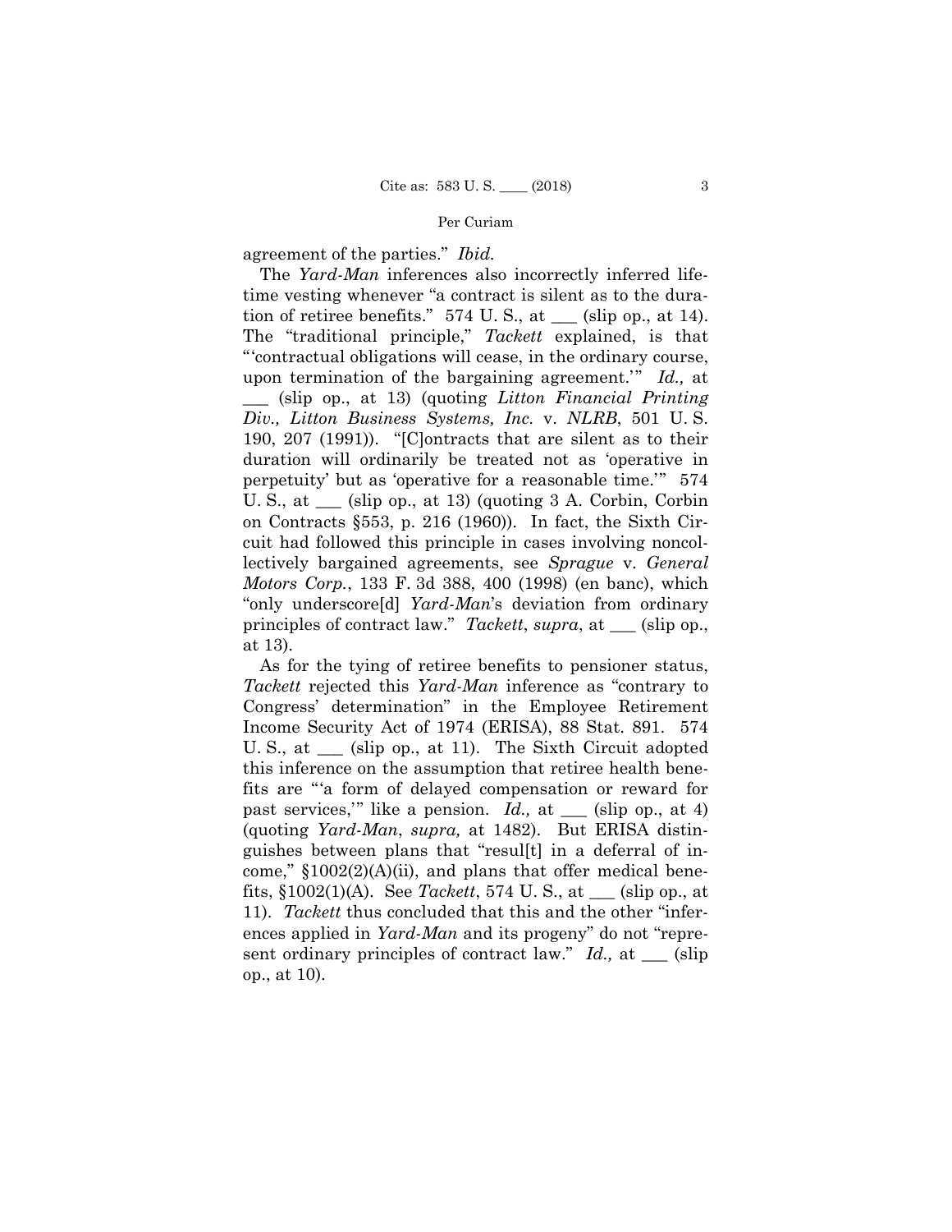agreement of the parties." *Ibid.*

The *Yard-Man* inferences also incorrectly inferred lifetime vesting whenever "a contract is silent as to the duration of retiree benefits." 574 U. S., at ___ (slip op., at 14). The "traditional principle," *Tackett* explained, is that "'contractual obligations will cease, in the ordinary course, upon termination of the bargaining agreement.'" *Id.,* at ___ (slip op., at 13) (quoting *Litton Financial Printing Div., Litton Business Systems, Inc.* v. *NLRB*, 501 U. S. 190, 207 (1991)). "[C]ontracts that are silent as to their duration will ordinarily be treated not as 'operative in perpetuity' but as 'operative for a reasonable time.'" 574 U. S., at ___ (slip op., at 13) (quoting 3 A. Corbin, Corbin on Contracts §553, p. 216 (1960)). In fact, the Sixth Circuit had followed this principle in cases involving noncollectively bargained agreements, see *Sprague* v. *General Motors Corp.*, 133 F. 3d 388, 400 (1998) (en banc), which "only underscore[d] *Yard-Man*'s deviation from ordinary principles of contract law." *Tackett*, *supra*, at ___ (slip op., at 13).

As for the tying of retiree benefits to pensioner status, *Tackett* rejected this *Yard-Man* inference as "contrary to Congress' determination" in the Employee Retirement Income Security Act of 1974 (ERISA), 88 Stat. 891. 574 U. S., at ___ (slip op., at 11). The Sixth Circuit adopted this inference on the assumption that retiree health benefits are "'a form of delayed compensation or reward for past services,'" like a pension. *Id.,* at ___ (slip op., at 4) (quoting *Yard-Man*, *supra,* at 1482). But ERISA distinguishes between plans that "resul[t] in a deferral of income," §1002(2)(A)(ii), and plans that offer medical benefits, §1002(1)(A). See *Tackett*, 574 U. S., at ___ (slip op., at 11). *Tackett* thus concluded that this and the other "inferences applied in *Yard-Man* and its progeny" do not "represent ordinary principles of contract law." *Id.,* at ___ (slip op., at 10).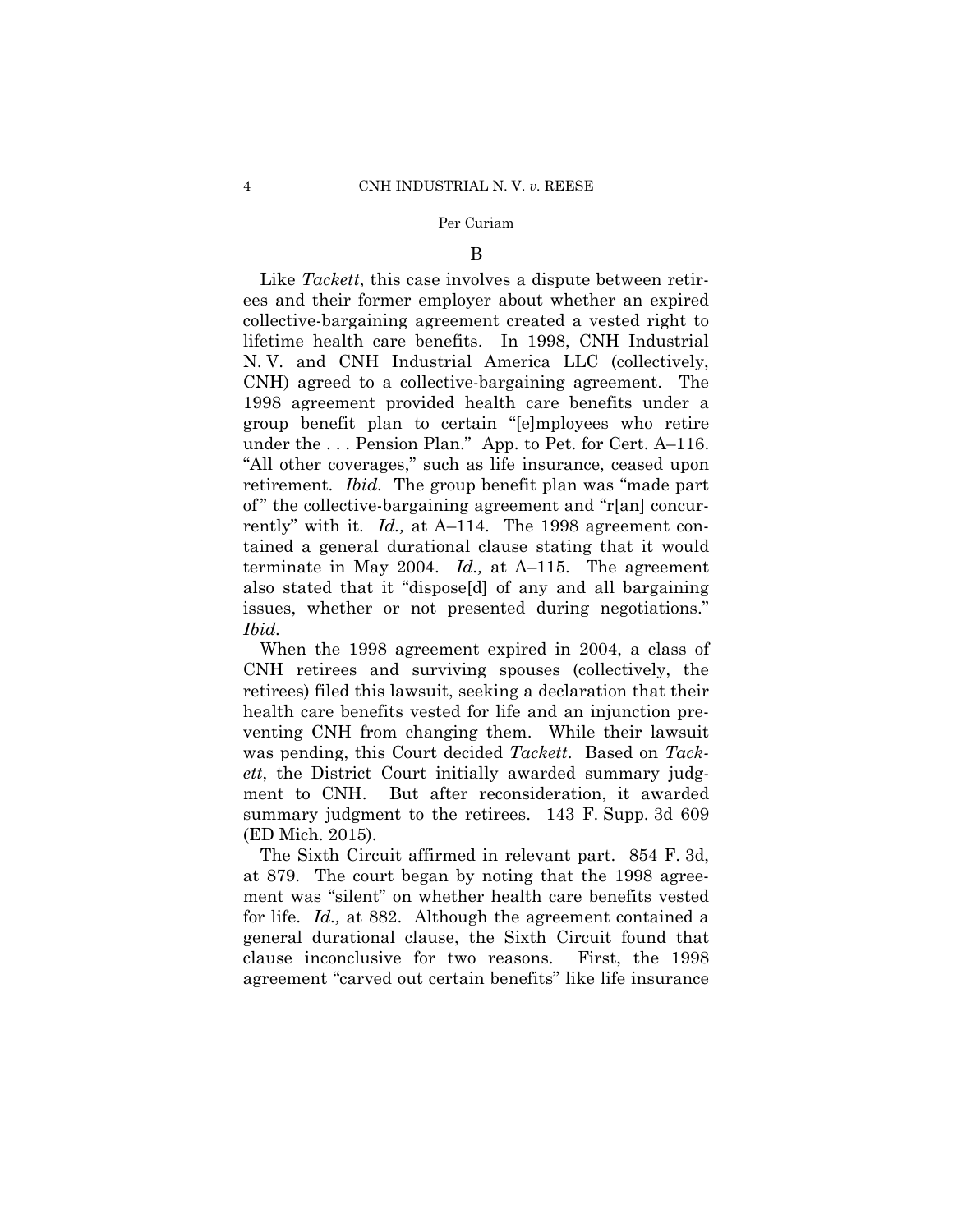## B

Like *Tackett*, this case involves a dispute between retirees and their former employer about whether an expired collective-bargaining agreement created a vested right to lifetime health care benefits. In 1998, CNH Industrial N. V. and CNH Industrial America LLC (collectively, CNH) agreed to a collective-bargaining agreement. The 1998 agreement provided health care benefits under a group benefit plan to certain "[e]mployees who retire under the . . . Pension Plan." App. to Pet. for Cert. A–116. "All other coverages," such as life insurance, ceased upon retirement. *Ibid.* The group benefit plan was "made part of" the collective-bargaining agreement and "r[an] concurrently" with it. *Id.,* at A–114. The 1998 agreement contained a general durational clause stating that it would terminate in May 2004. *Id.,* at A–115. The agreement also stated that it "dispose[d] of any and all bargaining issues, whether or not presented during negotiations." *Ibid.*

When the 1998 agreement expired in 2004, a class of CNH retirees and surviving spouses (collectively, the retirees) filed this lawsuit, seeking a declaration that their health care benefits vested for life and an injunction preventing CNH from changing them. While their lawsuit was pending, this Court decided *Tackett*. Based on *Tackett*, the District Court initially awarded summary judgment to CNH. But after reconsideration, it awarded summary judgment to the retirees. 143 F. Supp. 3d 609 (ED Mich. 2015).

The Sixth Circuit affirmed in relevant part. 854 F. 3d, at 879. The court began by noting that the 1998 agreement was "silent" on whether health care benefits vested for life. *Id.,* at 882. Although the agreement contained a general durational clause, the Sixth Circuit found that clause inconclusive for two reasons. First, the 1998 agreement "carved out certain benefits" like life insurance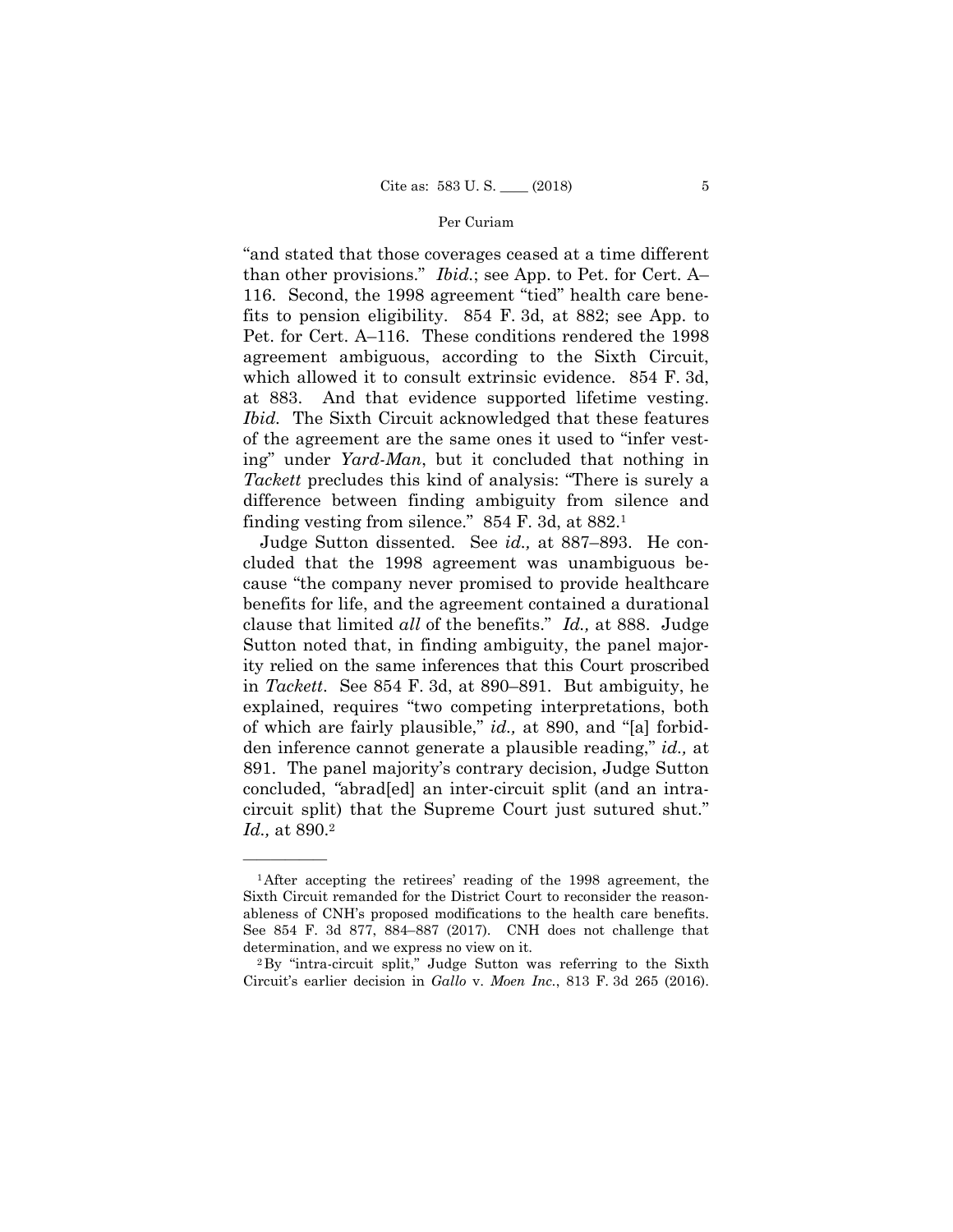"and stated that those coverages ceased at a time different than other provisions." *Ibid.*; see App. to Pet. for Cert. A–116. Second, the 1998 agreement "tied" health care benefits to pension eligibility. 854 F. 3d, at 882; see App. to Pet. for Cert. A–116. These conditions rendered the 1998 agreement ambiguous, according to the Sixth Circuit, which allowed it to consult extrinsic evidence. 854 F. 3d, at 883. And that evidence supported lifetime vesting. *Ibid.* The Sixth Circuit acknowledged that these features of the agreement are the same ones it used to "infer vesting" under *Yard-Man*, but it concluded that nothing in *Tackett* precludes this kind of analysis: "There is surely a difference between finding ambiguity from silence and finding vesting from silence." 854 F. 3d, at 882.[1]

Judge Sutton dissented. See *id.,* at 887–893. He concluded that the 1998 agreement was unambiguous because "the company never promised to provide healthcare benefits for life, and the agreement contained a durational clause that limited *all* of the benefits." *Id.,* at 888. Judge Sutton noted that, in finding ambiguity, the panel majority relied on the same inferences that this Court proscribed in *Tackett*. See 854 F. 3d, at 890–891. But ambiguity, he explained, requires "two competing interpretations, both of which are fairly plausible," *id.,* at 890, and "[a] forbidden inference cannot generate a plausible reading," *id.,* at 891. The panel majority's contrary decision, Judge Sutton concluded, "abrad[ed] an inter-circuit split (and an intra-circuit split) that the Supreme Court just sutured shut." *Id.,* at 890.[2]

---

[1] After accepting the retirees' reading of the 1998 agreement, the Sixth Circuit remanded for the District Court to reconsider the reasonableness of CNH's proposed modifications to the health care benefits. See 854 F. 3d 877, 884–887 (2017). CNH does not challenge that determination, and we express no view on it.

[2] By "intra-circuit split," Judge Sutton was referring to the Sixth Circuit's earlier decision in *Gallo* v. *Moen Inc.*, 813 F. 3d 265 (2016).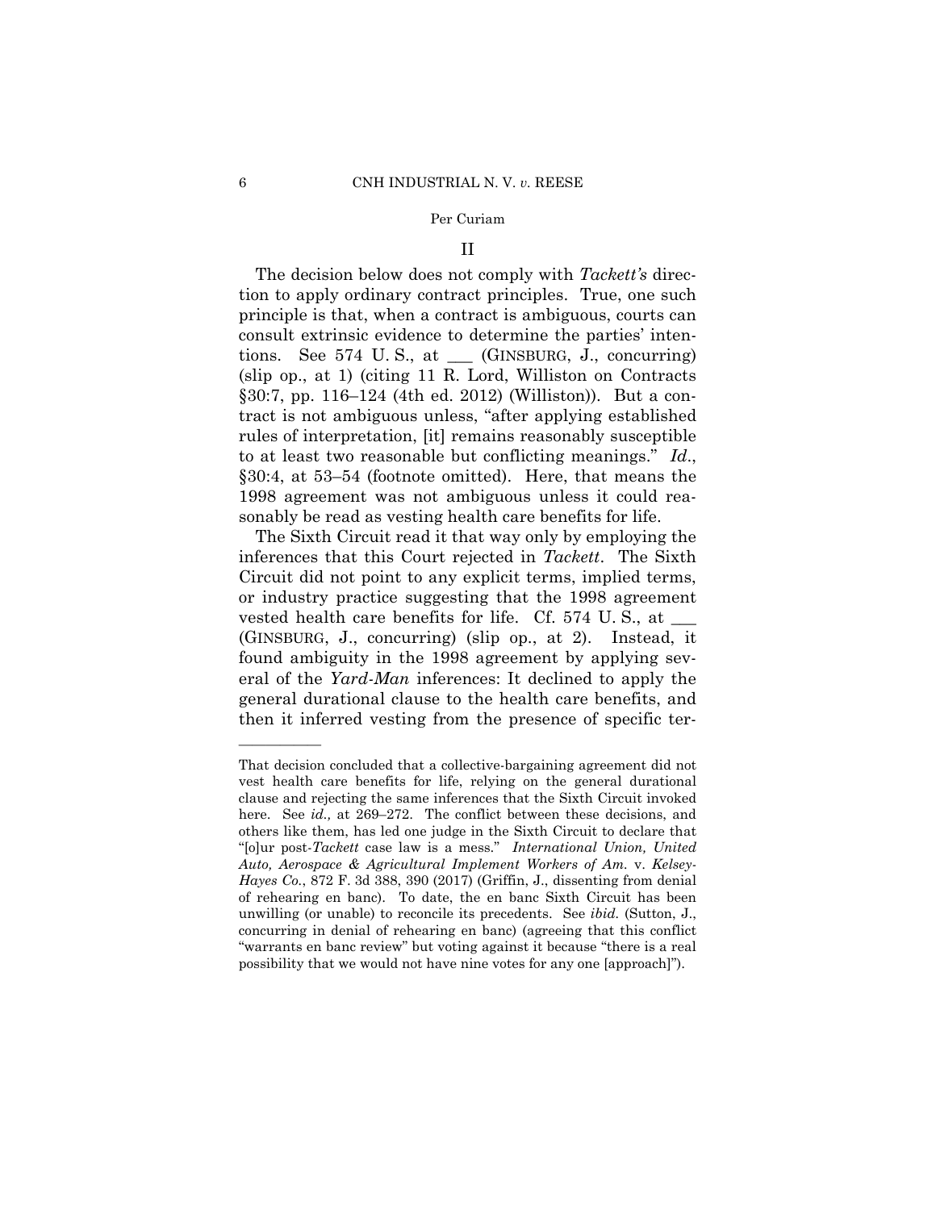## II

The decision below does not comply with *Tackett's* direction to apply ordinary contract principles. True, one such principle is that, when a contract is ambiguous, courts can consult extrinsic evidence to determine the parties' intentions. See 574 U. S., at \_\_\_ (GINSBURG, J., concurring) (slip op., at 1) (citing 11 R. Lord, Williston on Contracts §30:7, pp. 116–124 (4th ed. 2012) (Williston)). But a contract is not ambiguous unless, "after applying established rules of interpretation, [it] remains reasonably susceptible to at least two reasonable but conflicting meanings." *Id*., §30:4, at 53–54 (footnote omitted). Here, that means the 1998 agreement was not ambiguous unless it could reasonably be read as vesting health care benefits for life.

The Sixth Circuit read it that way only by employing the inferences that this Court rejected in *Tackett*. The Sixth Circuit did not point to any explicit terms, implied terms, or industry practice suggesting that the 1998 agreement vested health care benefits for life. Cf. 574 U. S., at \_\_\_ (GINSBURG, J., concurring) (slip op., at 2). Instead, it found ambiguity in the 1998 agreement by applying several of the *Yard-Man* inferences: It declined to apply the general durational clause to the health care benefits, and then it inferred vesting from the presence of specific ter-

---

That decision concluded that a collective-bargaining agreement did not vest health care benefits for life, relying on the general durational clause and rejecting the same inferences that the Sixth Circuit invoked here. See *id.,* at 269–272. The conflict between these decisions, and others like them, has led one judge in the Sixth Circuit to declare that "[o]ur post-*Tackett* case law is a mess." *International Union, United Auto, Aerospace & Agricultural Implement Workers of Am.* v. *Kelsey-Hayes Co.*, 872 F. 3d 388, 390 (2017) (Griffin, J., dissenting from denial of rehearing en banc). To date, the en banc Sixth Circuit has been unwilling (or unable) to reconcile its precedents. See *ibid.* (Sutton, J., concurring in denial of rehearing en banc) (agreeing that this conflict "warrants en banc review" but voting against it because "there is a real possibility that we would not have nine votes for any one [approach]").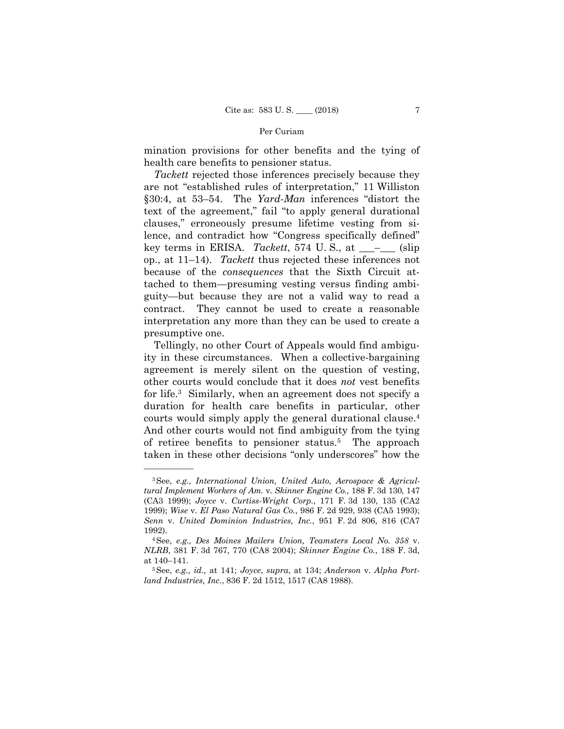mination provisions for other benefits and the tying of health care benefits to pensioner status.

*Tackett* rejected those inferences precisely because they are not "established rules of interpretation," 11 Williston §30:4, at 53–54. The *Yard-Man* inferences "distort the text of the agreement," fail "to apply general durational clauses," erroneously presume lifetime vesting from silence, and contradict how "Congress specifically defined" key terms in ERISA. *Tackett*, 574 U. S., at ___–___ (slip op., at 11–14). *Tackett* thus rejected these inferences not because of the *consequences* that the Sixth Circuit attached to them—presuming vesting versus finding ambiguity—but because they are not a valid way to read a contract. They cannot be used to create a reasonable interpretation any more than they can be used to create a presumptive one.

Tellingly, no other Court of Appeals would find ambiguity in these circumstances. When a collective-bargaining agreement is merely silent on the question of vesting, other courts would conclude that it does *not* vest benefits for life.[3] Similarly, when an agreement does not specify a duration for health care benefits in particular, other courts would simply apply the general durational clause.[4] And other courts would not find ambiguity from the tying of retiree benefits to pensioner status.[5] The approach taken in these other decisions "only underscores" how the

---

[3] See, *e.g., International Union, United Auto, Aerospace & Agricultural Implement Workers of Am.* v. *Skinner Engine Co.*, 188 F. 3d 130, 147 (CA3 1999); *Joyce* v. *Curtiss-Wright Corp.*, 171 F. 3d 130, 135 (CA2 1999); *Wise* v. *El Paso Natural Gas Co.*, 986 F. 2d 929, 938 (CA5 1993); *Senn* v. *United Dominion Industries, Inc.*, 951 F. 2d 806, 816 (CA7 1992).

[4] See, *e.g., Des Moines Mailers Union, Teamsters Local No. 358* v. *NLRB*, 381 F. 3d 767, 770 (CA8 2004); *Skinner Engine Co.*, 188 F. 3d, at 140–141.

[5] See, *e.g., id.,* at 141; *Joyce*, *supra*, at 134; *Anderson* v. *Alpha Portland Industries, Inc.*, 836 F. 2d 1512, 1517 (CA8 1988).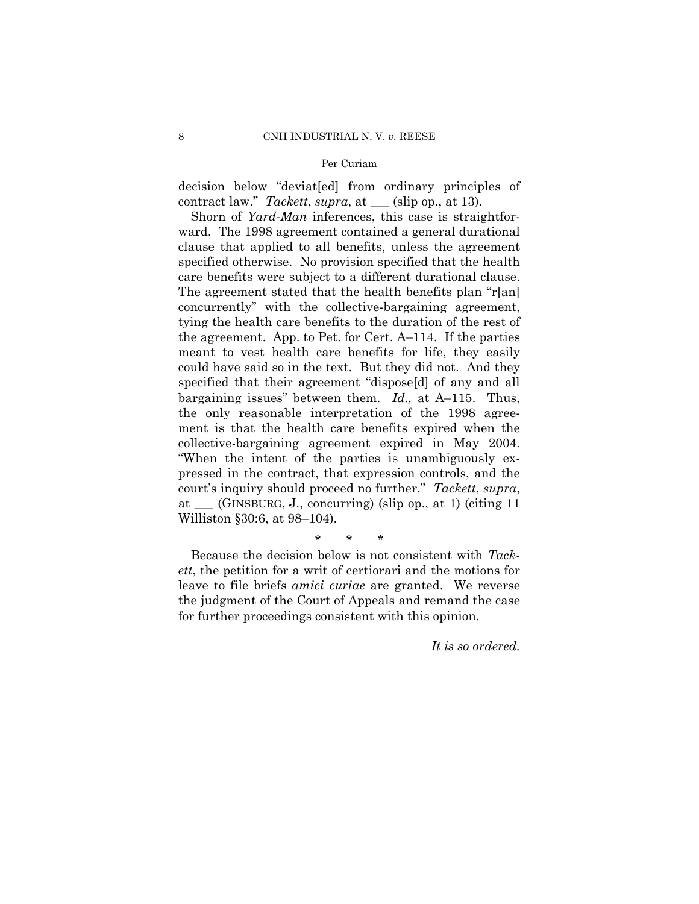decision below "deviat[ed] from ordinary principles of contract law." *Tackett*, *supra*, at ___ (slip op., at 13).

Shorn of *Yard-Man* inferences, this case is straightforward. The 1998 agreement contained a general durational clause that applied to all benefits, unless the agreement specified otherwise. No provision specified that the health care benefits were subject to a different durational clause. The agreement stated that the health benefits plan "r[an] concurrently" with the collective-bargaining agreement, tying the health care benefits to the duration of the rest of the agreement. App. to Pet. for Cert. A–114. If the parties meant to vest health care benefits for life, they easily could have said so in the text. But they did not. And they specified that their agreement "dispose[d] of any and all bargaining issues" between them. *Id.,* at A–115. Thus, the only reasonable interpretation of the 1998 agreement is that the health care benefits expired when the collective-bargaining agreement expired in May 2004. "When the intent of the parties is unambiguously expressed in the contract, that expression controls, and the court's inquiry should proceed no further." *Tackett*, *supra*, at ___ (GINSBURG, J., concurring) (slip op., at 1) (citing 11 Williston §30:6, at 98–104).

\* \* \*

Because the decision below is not consistent with *Tackett*, the petition for a writ of certiorari and the motions for leave to file briefs *amici curiae* are granted. We reverse the judgment of the Court of Appeals and remand the case for further proceedings consistent with this opinion.

*It is so ordered.*